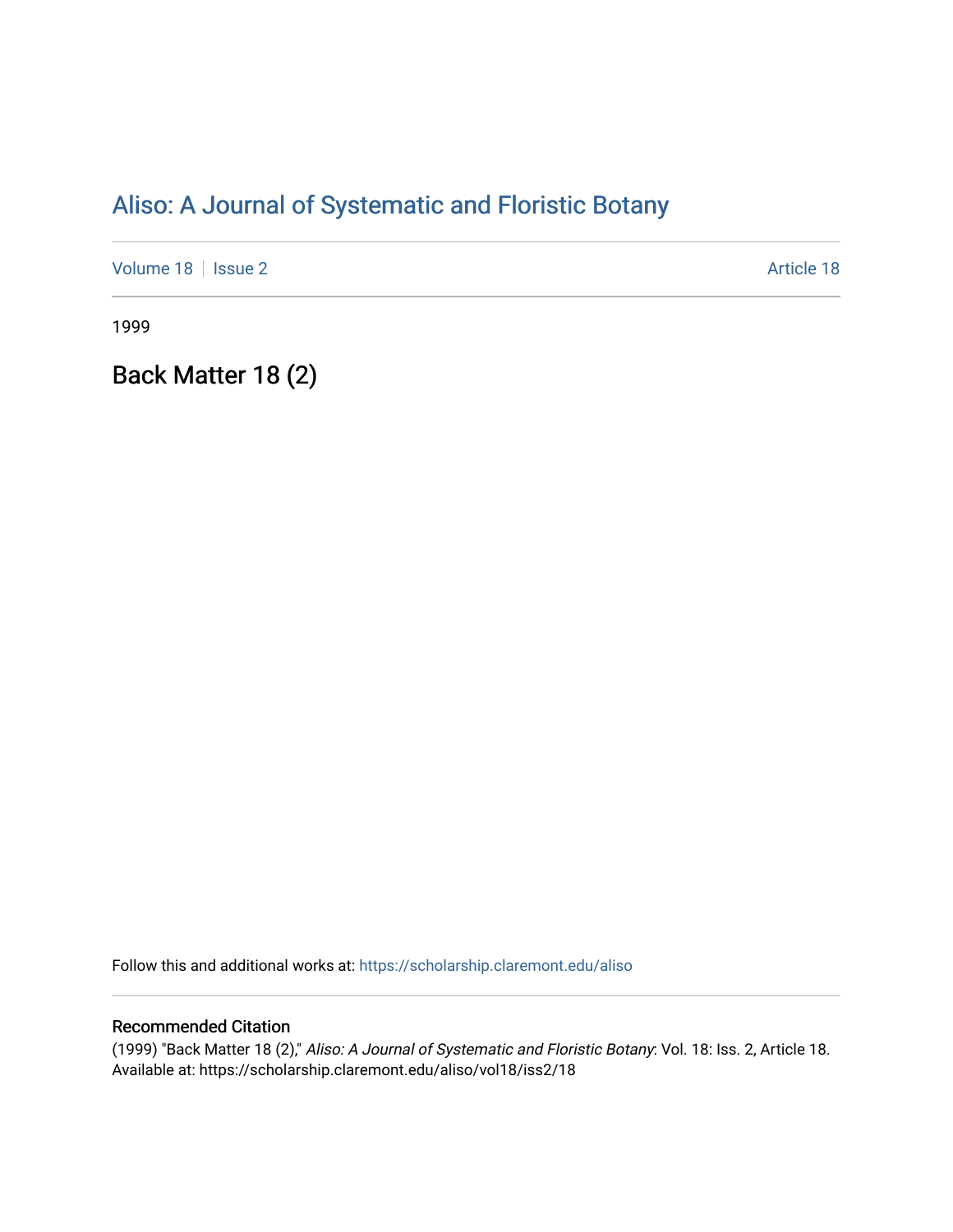# Aliso: A Journal of Systematic and Floristic Botany

Volume 18 | Issue 2 | Article 18

1999

## Back Matter 18 (2)

Follow this and additional works at: https://scholarship.claremont.edu/aliso

### Recommended Citation

(1999) "Back Matter 18 (2)," *Aliso: A Journal of Systematic and Floristic Botany*: Vol. 18: Iss. 2, Article 18. Available at: https://scholarship.claremont.edu/aliso/vol18/iss2/18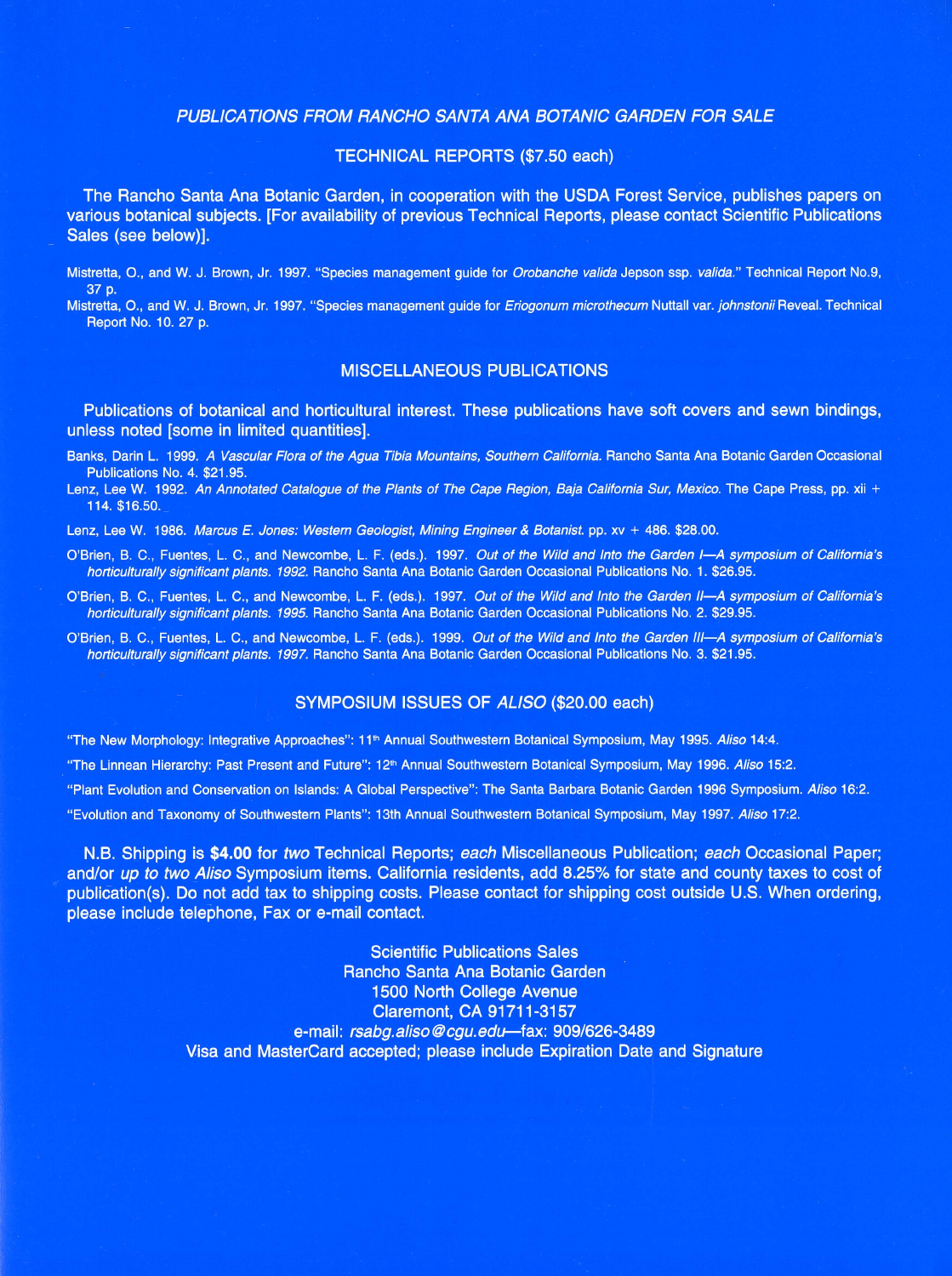## *PUBLICATIONS FROM RANCHO SANTA ANA BOTANIC GARDEN FOR SALE*

### TECHNICAL REPORTS ($7.50 each)

The Rancho Santa Ana Botanic Garden, in cooperation with the USDA Forest Service, publishes papers on various botanical subjects. [For availability of previous Technical Reports, please contact Scientific Publications Sales (see below)].

Mistretta, O., and W. J. Brown, Jr. 1997. "Species management guide for *Orobanche valida* Jepson ssp. *valida*." Technical Report No.9, 37 p.

Mistretta, O., and W. J. Brown, Jr. 1997. "Species management guide for *Eriogonum microthecum* Nuttall var. *johnstonii* Reveal. Technical Report No. 10. 27 p.

### MISCELLANEOUS PUBLICATIONS

Publications of botanical and horticultural interest. These publications have soft covers and sewn bindings, unless noted [some in limited quantities].

Banks, Darin L. 1999. *A Vascular Flora of the Agua Tibia Mountains, Southern California.* Rancho Santa Ana Botanic Garden Occasional Publications No. 4. $21.95.

Lenz, Lee W. 1992. *An Annotated Catalogue of the Plants of The Cape Region, Baja California Sur, Mexico.* The Cape Press, pp. xii + 114. $16.50.

Lenz, Lee W. 1986. *Marcus E. Jones: Western Geologist, Mining Engineer & Botanist.* pp. xv + 486. $28.00.

O'Brien, B. C., Fuentes, L. C., and Newcombe, L. F. (eds.). 1997. *Out of the Wild and Into the Garden I—A symposium of California's horticulturally significant plants. 1992.* Rancho Santa Ana Botanic Garden Occasional Publications No. 1. $26.95.

O'Brien, B. C., Fuentes, L. C., and Newcombe, L. F. (eds.). 1997. *Out of the Wild and Into the Garden II—A symposium of California's horticulturally significant plants. 1995.* Rancho Santa Ana Botanic Garden Occasional Publications No. 2. $29.95.

O'Brien, B. C., Fuentes, L. C., and Newcombe, L. F. (eds.). 1999. *Out of the Wild and Into the Garden III—A symposium of California's horticulturally significant plants. 1997.* Rancho Santa Ana Botanic Garden Occasional Publications No. 3. $21.95.

### SYMPOSIUM ISSUES OF *ALISO* ($20.00 each)

"The New Morphology: Integrative Approaches": 11th Annual Southwestern Botanical Symposium, May 1995. *Aliso* 14:4.

"The Linnean Hierarchy: Past Present and Future": 12th Annual Southwestern Botanical Symposium, May 1996. *Aliso* 15:2.

"Plant Evolution and Conservation on Islands: A Global Perspective": The Santa Barbara Botanic Garden 1996 Symposium. *Aliso* 16:2.

"Evolution and Taxonomy of Southwestern Plants": 13th Annual Southwestern Botanical Symposium, May 1997. *Aliso* 17:2.

N.B. Shipping is **$4.00** for *two* Technical Reports; *each* Miscellaneous Publication; *each* Occasional Paper; and/or *up to two Aliso* Symposium items. California residents, add 8.25% for state and county taxes to cost of publication(s). Do not add tax to shipping costs. Please contact for shipping cost outside U.S. When ordering, please include telephone, Fax or e-mail contact.

Scientific Publications Sales
Rancho Santa Ana Botanic Garden
1500 North College Avenue
Claremont, CA 91711-3157
e-mail: *rsabg.aliso@cgu.edu*—fax: 909/626-3489
Visa and MasterCard accepted; please include Expiration Date and Signature